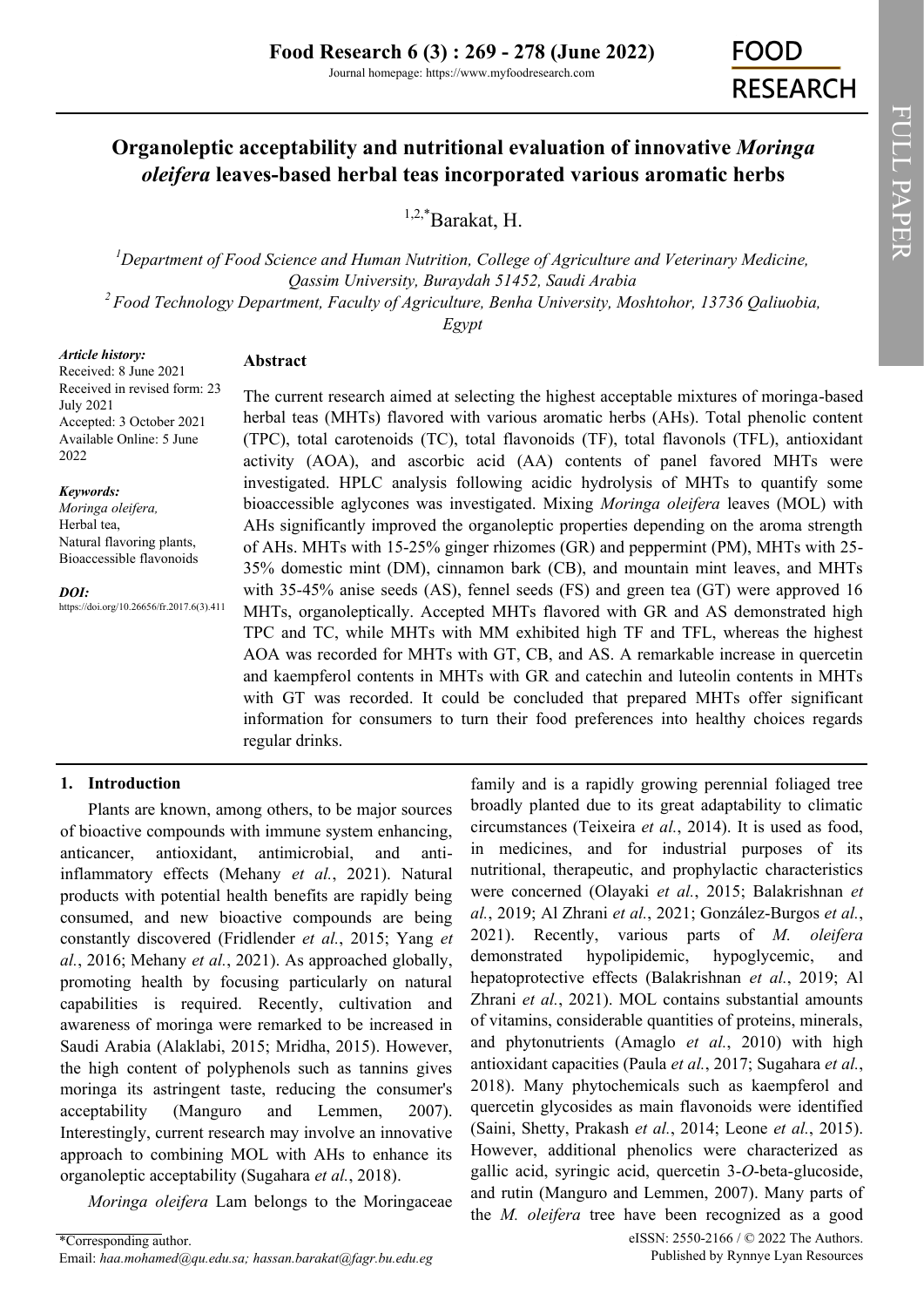# Organoleptic acceptability and nutritional evaluation of innovative *Moringa oleifera* leaves-based herbal teas incorporated various aromatic herbs

[1,2,*]Barakat, H.

[1]Department of Food Science and Human Nutrition, College of Agriculture and Veterinary Medicine, Qassim University, Buraydah 51452, Saudi Arabia

[2]Food Technology Department, Faculty of Agriculture, Benha University, Moshtohor, 13736 Qaliuobia, Egypt

*Article history:*
Received: 8 June 2021
Received in revised form: 23 July 2021
Accepted: 3 October 2021
Available Online: 5 June 2022

*Keywords:*
*Moringa oleifera,*
Herbal tea,
Natural flavoring plants,
Bioaccessible flavonoids

*DOI:*
https://doi.org/10.26656/fr.2017.6(3).411

## Abstract

The current research aimed at selecting the highest acceptable mixtures of moringa-based herbal teas (MHTs) flavored with various aromatic herbs (AHs). Total phenolic content (TPC), total carotenoids (TC), total flavonoids (TF), total flavonols (TFL), antioxidant activity (AOA), and ascorbic acid (AA) contents of panel favored MHTs were investigated. HPLC analysis following acidic hydrolysis of MHTs to quantify some bioaccessible aglycones was investigated. Mixing *Moringa oleifera* leaves (MOL) with AHs significantly improved the organoleptic properties depending on the aroma strength of AHs. MHTs with 15-25% ginger rhizomes (GR) and peppermint (PM), MHTs with 25-35% domestic mint (DM), cinnamon bark (CB), and mountain mint leaves, and MHTs with 35-45% anise seeds (AS), fennel seeds (FS) and green tea (GT) were approved 16 MHTs, organoleptically. Accepted MHTs flavored with GR and AS demonstrated high TPC and TC, while MHTs with MM exhibited high TF and TFL, whereas the highest AOA was recorded for MHTs with GT, CB, and AS. A remarkable increase in quercetin and kaempferol contents in MHTs with GR and catechin and luteolin contents in MHTs with GT was recorded. It could be concluded that prepared MHTs offer significant information for consumers to turn their food preferences into healthy choices regards regular drinks.

## 1. Introduction

Plants are known, among others, to be major sources of bioactive compounds with immune system enhancing, anticancer, antioxidant, antimicrobial, and anti-inflammatory effects (Mehany *et al.*, 2021). Natural products with potential health benefits are rapidly being consumed, and new bioactive compounds are being constantly discovered (Fridlender *et al.*, 2015; Yang *et al.*, 2016; Mehany *et al.*, 2021). As approached globally, promoting health by focusing particularly on natural capabilities is required. Recently, cultivation and awareness of moringa were remarked to be increased in Saudi Arabia (Alaklabi, 2015; Mridha, 2015). However, the high content of polyphenols such as tannins gives moringa its astringent taste, reducing the consumer's acceptability (Manguro and Lemmen, 2007). Interestingly, current research may involve an innovative approach to combining MOL with AHs to enhance its organoleptic acceptability (Sugahara *et al.*, 2018).

*Moringa oleifera* Lam belongs to the Moringaceae family and is a rapidly growing perennial foliaged tree broadly planted due to its great adaptability to climatic circumstances (Teixeira *et al.*, 2014). It is used as food, in medicines, and for industrial purposes of its nutritional, therapeutic, and prophylactic characteristics were concerned (Olayaki *et al.*, 2015; Balakrishnan *et al.*, 2019; Al Zhrani *et al.*, 2021; González-Burgos *et al.*, 2021). Recently, various parts of *M. oleifera* demonstrated hypolipidemic, hypoglycemic, and hepatoprotective effects (Balakrishnan *et al.*, 2019; Al Zhrani *et al.*, 2021). MOL contains substantial amounts of vitamins, considerable quantities of proteins, minerals, and phytonutrients (Amaglo *et al.*, 2010) with high antioxidant capacities (Paula *et al.*, 2017; Sugahara *et al.*, 2018). Many phytochemicals such as kaempferol and quercetin glycosides as main flavonoids were identified (Saini, Shetty, Prakash *et al.*, 2014; Leone *et al.*, 2015). However, additional phenolics were characterized as gallic acid, syringic acid, quercetin 3-*O*-beta-glucoside, and rutin (Manguro and Lemmen, 2007). Many parts of the *M. oleifera* tree have been recognized as a good

*Corresponding author.
Email: *haa.mohamed@qu.edu.sa; hassan.barakat@fagr.bu.edu.eg*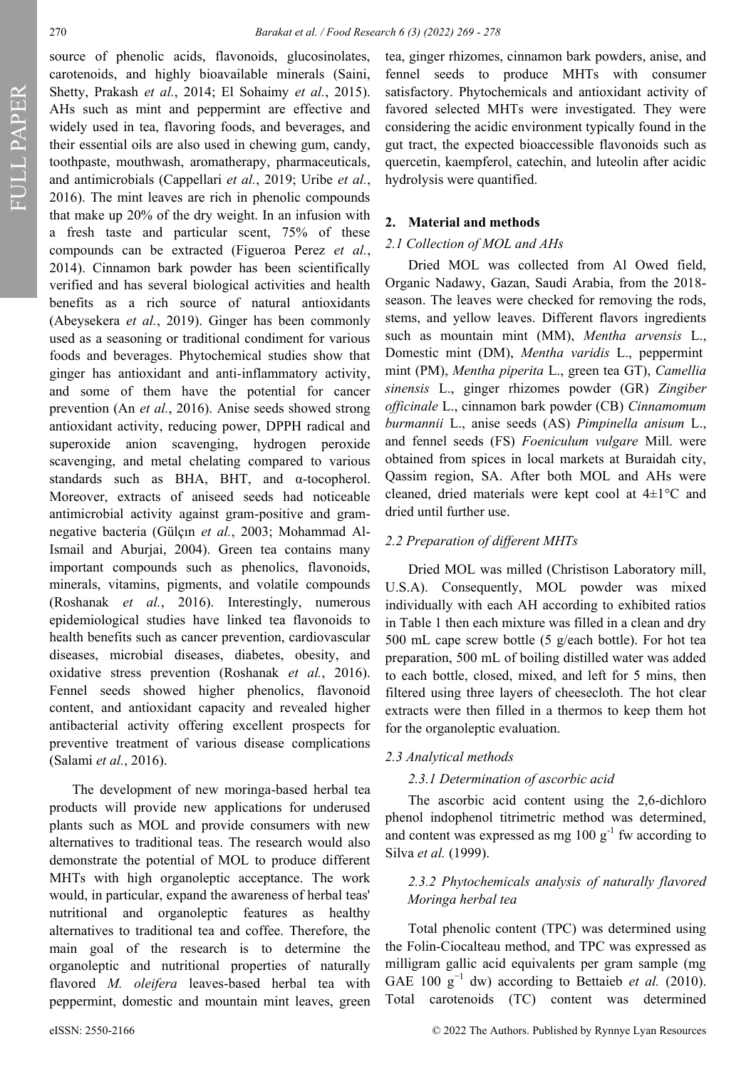source of phenolic acids, flavonoids, glucosinolates, carotenoids, and highly bioavailable minerals (Saini, Shetty, Prakash *et al.*, 2014; El Sohaimy *et al.*, 2015). AHs such as mint and peppermint are effective and widely used in tea, flavoring foods, and beverages, and their essential oils are also used in chewing gum, candy, toothpaste, mouthwash, aromatherapy, pharmaceuticals, and antimicrobials (Cappellari *et al.*, 2019; Uribe *et al.*, 2016). The mint leaves are rich in phenolic compounds that make up 20% of the dry weight. In an infusion with a fresh taste and particular scent, 75% of these compounds can be extracted (Figueroa Perez *et al.*, 2014). Cinnamon bark powder has been scientifically verified and has several biological activities and health benefits as a rich source of natural antioxidants (Abeysekera *et al.*, 2019). Ginger has been commonly used as a seasoning or traditional condiment for various foods and beverages. Phytochemical studies show that ginger has antioxidant and anti-inflammatory activity, and some of them have the potential for cancer prevention (An *et al.*, 2016). Anise seeds showed strong antioxidant activity, reducing power, DPPH radical and superoxide anion scavenging, hydrogen peroxide scavenging, and metal chelating compared to various standards such as BHA, BHT, and α-tocopherol. Moreover, extracts of aniseed seeds had noticeable antimicrobial activity against gram-positive and gram-negative bacteria (Gülçın *et al.*, 2003; Mohammad Al-Ismail and Aburjai, 2004). Green tea contains many important compounds such as phenolics, flavonoids, minerals, vitamins, pigments, and volatile compounds (Roshanak *et al.*, 2016). Interestingly, numerous epidemiological studies have linked tea flavonoids to health benefits such as cancer prevention, cardiovascular diseases, microbial diseases, diabetes, obesity, and oxidative stress prevention (Roshanak *et al.*, 2016). Fennel seeds showed higher phenolics, flavonoid content, and antioxidant capacity and revealed higher antibacterial activity offering excellent prospects for preventive treatment of various disease complications (Salami *et al.*, 2016).

The development of new moringa-based herbal tea products will provide new applications for underused plants such as MOL and provide consumers with new alternatives to traditional teas. The research would also demonstrate the potential of MOL to produce different MHTs with high organoleptic acceptance. The work would, in particular, expand the awareness of herbal teas' nutritional and organoleptic features as healthy alternatives to traditional tea and coffee. Therefore, the main goal of the research is to determine the organoleptic and nutritional properties of naturally flavored *M. oleifera* leaves-based herbal tea with peppermint, domestic and mountain mint leaves, green tea, ginger rhizomes, cinnamon bark powders, anise, and fennel seeds to produce MHTs with consumer satisfactory. Phytochemicals and antioxidant activity of favored selected MHTs were investigated. They were considering the acidic environment typically found in the gut tract, the expected bioaccessible flavonoids such as quercetin, kaempferol, catechin, and luteolin after acidic hydrolysis were quantified.

## 2. Material and methods

### 2.1 Collection of MOL and AHs

Dried MOL was collected from Al Owed field, Organic Nadawy, Gazan, Saudi Arabia, from the 2018-season. The leaves were checked for removing the rods, stems, and yellow leaves. Different flavors ingredients such as mountain mint (MM), *Mentha arvensis* L., Domestic mint (DM), *Mentha varidis* L., peppermint mint (PM), *Mentha piperita* L., green tea GT), *Camellia sinensis* L., ginger rhizomes powder (GR) *Zingiber officinale* L., cinnamon bark powder (CB) *Cinnamomum burmannii* L., anise seeds (AS) *Pimpinella anisum* L., and fennel seeds (FS) *Foeniculum vulgare* Mill. were obtained from spices in local markets at Buraidah city, Qassim region, SA. After both MOL and AHs were cleaned, dried materials were kept cool at 4±1°C and dried until further use.

### 2.2 Preparation of different MHTs

Dried MOL was milled (Christison Laboratory mill, U.S.A). Consequently, MOL powder was mixed individually with each AH according to exhibited ratios in Table 1 then each mixture was filled in a clean and dry 500 mL cape screw bottle (5 g/each bottle). For hot tea preparation, 500 mL of boiling distilled water was added to each bottle, closed, mixed, and left for 5 mins, then filtered using three layers of cheesecloth. The hot clear extracts were then filled in a thermos to keep them hot for the organoleptic evaluation.

### 2.3 Analytical methods

#### 2.3.1 Determination of ascorbic acid

The ascorbic acid content using the 2,6-dichloro phenol indophenol titrimetric method was determined, and content was expressed as mg 100 $g^{-1}$ fw according to Silva *et al.* (1999).

#### 2.3.2 Phytochemicals analysis of naturally flavored Moringa herbal tea

Total phenolic content (TPC) was determined using the Folin-Ciocalteau method, and TPC was expressed as milligram gallic acid equivalents per gram sample (mg GAE 100 $g^{-1}$ dw) according to Bettaieb *et al.* (2010). Total carotenoids (TC) content was determined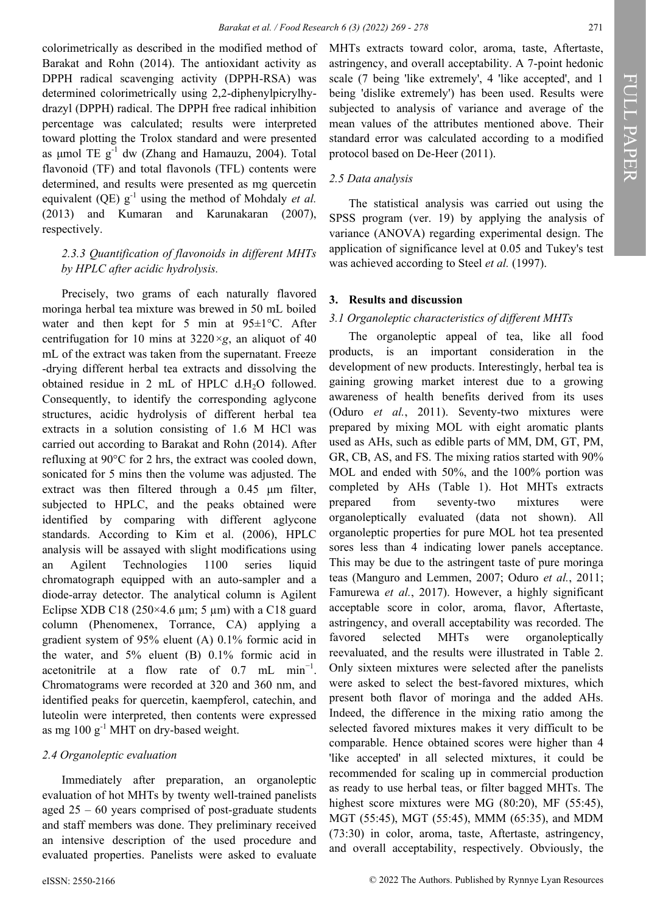colorimetrically as described in the modified method of Barakat and Rohn (2014). The antioxidant activity as DPPH radical scavenging activity (DPPH-RSA) was determined colorimetrically using 2,2-diphenylpicrylhydrazyl (DPPH) radical. The DPPH free radical inhibition percentage was calculated; results were interpreted toward plotting the Trolox standard and were presented as µmol TE $g^{-1}$ dw (Zhang and Hamauzu, 2004). Total flavonoid (TF) and total flavonols (TFL) contents were determined, and results were presented as mg quercetin equivalent (QE) $g^{-1}$ using the method of Mohdaly *et al.* (2013) and Kumaran and Karunakaran (2007), respectively.

#### 2.3.3 Quantification of flavonoids in different MHTs by HPLC after acidic hydrolysis.

Precisely, two grams of each naturally flavored moringa herbal tea mixture was brewed in 50 mL boiled water and then kept for 5 min at 95±1°C. After centrifugation for 10 mins at 3220×*g*, an aliquot of 40 mL of the extract was taken from the supernatant. Freeze -drying different herbal tea extracts and dissolving the obtained residue in 2 mL of HPLC d.$H_2O$ followed. Consequently, to identify the corresponding aglycone structures, acidic hydrolysis of different herbal tea extracts in a solution consisting of 1.6 M HCl was carried out according to Barakat and Rohn (2014). After refluxing at 90°C for 2 hrs, the extract was cooled down, sonicated for 5 mins then the volume was adjusted. The extract was then filtered through a 0.45 µm filter, subjected to HPLC, and the peaks obtained were identified by comparing with different aglycone standards. According to Kim et al. (2006), HPLC analysis will be assayed with slight modifications using an Agilent Technologies 1100 series liquid chromatograph equipped with an auto-sampler and a diode-array detector. The analytical column is Agilent Eclipse XDB C18 (250×4.6 µm; 5 µm) with a C18 guard column (Phenomenex, Torrance, CA) applying a gradient system of 95% eluent (A) 0.1% formic acid in the water, and 5% eluent (B) 0.1% formic acid in acetonitrile at a flow rate of 0.7 mL $min^{-1}$. Chromatograms were recorded at 320 and 360 nm, and identified peaks for quercetin, kaempferol, catechin, and luteolin were interpreted, then contents were expressed as mg 100 $g^{-1}$ MHT on dry-based weight.

### 2.4 Organoleptic evaluation

Immediately after preparation, an organoleptic evaluation of hot MHTs by twenty well-trained panelists aged 25 – 60 years comprised of post-graduate students and staff members was done. They preliminary received an intensive description of the used procedure and evaluated properties. Panelists were asked to evaluate MHTs extracts toward color, aroma, taste, Aftertaste, astringency, and overall acceptability. A 7-point hedonic scale (7 being 'like extremely', 4 'like accepted', and 1 being 'dislike extremely') has been used. Results were subjected to analysis of variance and average of the mean values of the attributes mentioned above. Their standard error was calculated according to a modified protocol based on De-Heer (2011).

### 2.5 Data analysis

The statistical analysis was carried out using the SPSS program (ver. 19) by applying the analysis of variance (ANOVA) regarding experimental design. The application of significance level at 0.05 and Tukey's test was achieved according to Steel *et al.* (1997).

## 3. Results and discussion

### 3.1 Organoleptic characteristics of different MHTs

The organoleptic appeal of tea, like all food products, is an important consideration in the development of new products. Interestingly, herbal tea is gaining growing market interest due to a growing awareness of health benefits derived from its uses (Oduro *et al.*, 2011). Seventy-two mixtures were prepared by mixing MOL with eight aromatic plants used as AHs, such as edible parts of MM, DM, GT, PM, GR, CB, AS, and FS. The mixing ratios started with 90% MOL and ended with 50%, and the 100% portion was completed by AHs (Table 1). Hot MHTs extracts prepared from seventy-two mixtures were organoleptically evaluated (data not shown). All organoleptic properties for pure MOL hot tea presented sores less than 4 indicating lower panels acceptance. This may be due to the astringent taste of pure moringa teas (Manguro and Lemmen, 2007; Oduro *et al.*, 2011; Famurewa *et al.*, 2017). However, a highly significant acceptable score in color, aroma, flavor, Aftertaste, astringency, and overall acceptability was recorded. The favored selected MHTs were organoleptically reevaluated, and the results were illustrated in Table 2. Only sixteen mixtures were selected after the panelists were asked to select the best-favored mixtures, which present both flavor of moringa and the added AHs. Indeed, the difference in the mixing ratio among the selected favored mixtures makes it very difficult to be comparable. Hence obtained scores were higher than 4 'like accepted' in all selected mixtures, it could be recommended for scaling up in commercial production as ready to use herbal teas, or filter bagged MHTs. The highest score mixtures were MG (80:20), MF (55:45), MGT (55:45), MGT (55:45), MMM (65:35), and MDM (73:30) in color, aroma, taste, Aftertaste, astringency, and overall acceptability, respectively. Obviously, the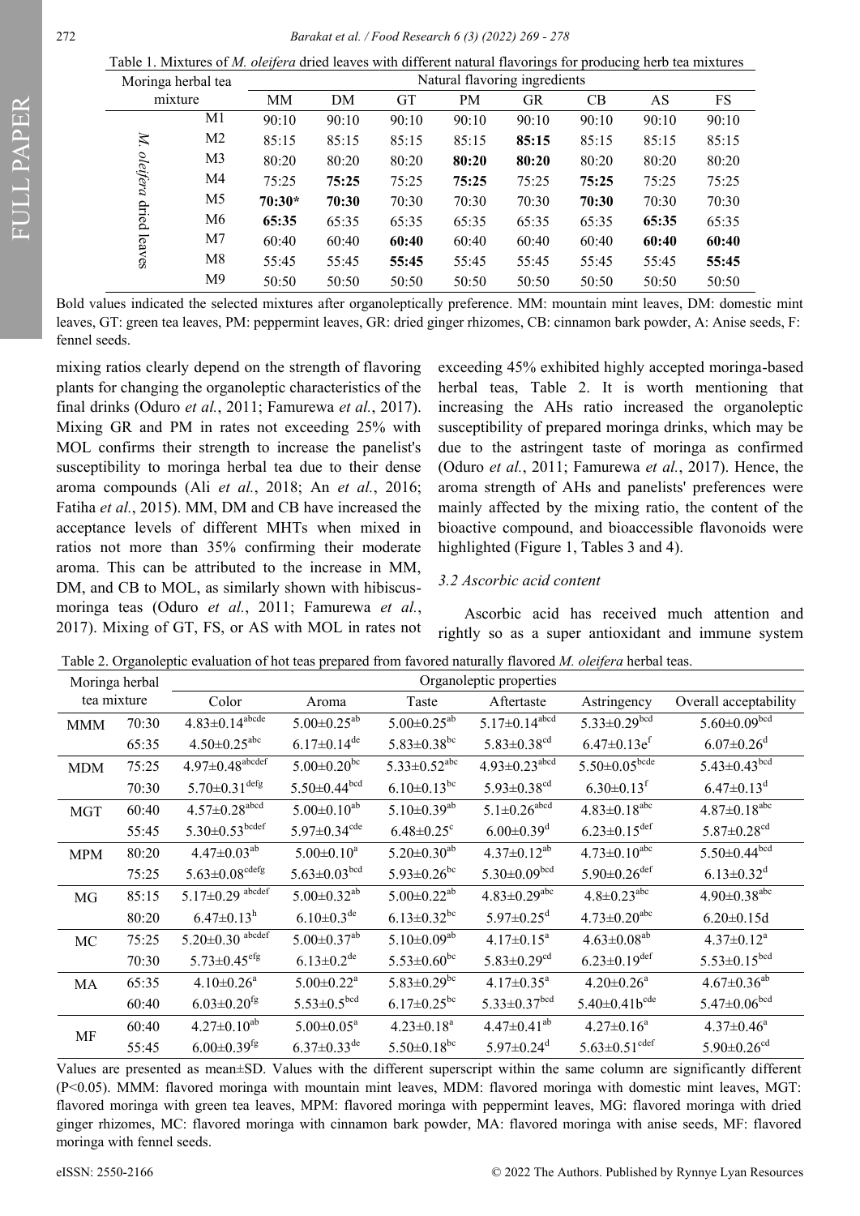Table 1. Mixtures of *M. oleifera* dried leaves with different natural flavorings for producing herb tea mixtures

| Moringa herbal tea mixture | | Natural flavoring ingredients | | | | | | | |
|---|---|---|---|---|---|---|---|---|---|
| | | MM | DM | GT | PM | GR | CB | AS | FS |
| *M. oleifera* dried leaves | M1 | 90:10 | 90:10 | 90:10 | 90:10 | 90:10 | 90:10 | 90:10 | 90:10 |
| | M2 | 85:15 | 85:15 | 85:15 | 85:15 | **85:15** | 85:15 | 85:15 | 85:15 |
| | M3 | 80:20 | 80:20 | 80:20 | **80:20** | **80:20** | 80:20 | 80:20 | 80:20 |
| | M4 | 75:25 | **75:25** | 75:25 | **75:25** | 75:25 | **75:25** | 75:25 | 75:25 |
| | M5 | **70:30*** | **70:30** | 70:30 | 70:30 | 70:30 | **70:30** | 70:30 | 70:30 |
| | M6 | **65:35** | 65:35 | 65:35 | 65:35 | 65:35 | 65:35 | **65:35** | 65:35 |
| | M7 | 60:40 | 60:40 | **60:40** | 60:40 | 60:40 | 60:40 | **60:40** | **60:40** |
| | M8 | 55:45 | 55:45 | **55:45** | 55:45 | 55:45 | 55:45 | 55:45 | **55:45** |
| | M9 | 50:50 | 50:50 | 50:50 | 50:50 | 50:50 | 50:50 | 50:50 | 50:50 |

Bold values indicated the selected mixtures after organoleptically preference. MM: mountain mint leaves, DM: domestic mint leaves, GT: green tea leaves, PM: peppermint leaves, GR: dried ginger rhizomes, CB: cinnamon bark powder, A: Anise seeds, F: fennel seeds.

mixing ratios clearly depend on the strength of flavoring plants for changing the organoleptic characteristics of the final drinks (Oduro *et al.*, 2011; Famurewa *et al.*, 2017). Mixing GR and PM in rates not exceeding 25% with MOL confirms their strength to increase the panelist's susceptibility to moringa herbal tea due to their dense aroma compounds (Ali *et al.*, 2018; An *et al.*, 2016; Fatiha *et al.*, 2015). MM, DM and CB have increased the acceptance levels of different MHTs when mixed in ratios not more than 35% confirming their moderate aroma. This can be attributed to the increase in MM, DM, and CB to MOL, as similarly shown with hibiscus-moringa teas (Oduro *et al.*, 2011; Famurewa *et al.*, 2017). Mixing of GT, FS, or AS with MOL in rates not exceeding 45% exhibited highly accepted moringa-based herbal teas, Table 2. It is worth mentioning that increasing the AHs ratio increased the organoleptic susceptibility of prepared moringa drinks, which may be due to the astringent taste of moringa as confirmed (Oduro *et al.*, 2011; Famurewa *et al.*, 2017). Hence, the aroma strength of AHs and panelists' preferences were mainly affected by the mixing ratio, the content of the bioactive compound, and bioaccessible flavonoids were highlighted (Figure 1, Tables 3 and 4).

### *3.2 Ascorbic acid content*

Ascorbic acid has received much attention and rightly so as a super antioxidant and immune system

Table 2. Organoleptic evaluation of hot teas prepared from favored naturally flavored *M. oleifera* herbal teas.

| Moringa herbal tea mixture | | Organoleptic properties | | | | | |
|---|---|---|---|---|---|---|---|
| | | Color | Aroma | Taste | Aftertaste | Astringency | Overall acceptability |
| MMM | 70:30 | 4.83±0.14[abcde] | 5.00±0.25[ab] | 5.00±0.25[ab] | 5.17±0.14[abcd] | 5.33±0.29[bcd] | 5.60±0.09[bcd] |
| | 65:35 | 4.50±0.25[abc] | 6.17±0.14[de] | 5.83±0.38[bc] | 5.83±0.38[cd] | 6.47±0.13e[f] | 6.07±0.26[d] |
| MDM | 75:25 | 4.97±0.48[abcdef] | 5.00±0.20[bc] | 5.33±0.52[abc] | 4.93±0.23[abcd] | 5.50±0.05[bcde] | 5.43±0.43[bcd] |
| | 70:30 | 5.70±0.31[defg] | 5.50±0.44[bcd] | 6.10±0.13[bc] | 5.93±0.38[cd] | 6.30±0.13[f] | 6.47±0.13[d] |
| MGT | 60:40 | 4.57±0.28[abcd] | 5.00±0.10[ab] | 5.10±0.39[ab] | 5.1±0.26[abcd] | 4.83±0.18[abc] | 4.87±0.18[abc] |
| | 55:45 | 5.30±0.53[bcdef] | 5.97±0.34[cde] | 6.48±0.25[c] | 6.00±0.39[d] | 6.23±0.15[def] | 5.87±0.28[cd] |
| MPM | 80:20 | 4.47±0.03[ab] | 5.00±0.10[a] | 5.20±0.30[ab] | 4.37±0.12[ab] | 4.73±0.10[abc] | 5.50±0.44[bcd] |
| | 75:25 | 5.63±0.08[cdefg] | 5.63±0.03[bcd] | 5.93±0.26[bc] | 5.30±0.09[bcd] | 5.90±0.26[def] | 6.13±0.32[d] |
| MG | 85:15 | 5.17±0.29 [abcdef] | 5.00±0.32[ab] | 5.00±0.22[ab] | 4.83±0.29[abc] | 4.8±0.23[abc] | 4.90±0.38[abc] |
| | 80:20 | 6.47±0.13[h] | 6.10±0.3[de] | 6.13±0.32[bc] | 5.97±0.25[d] | 4.73±0.20[abc] | 6.20±0.15d |
| MC | 75:25 | 5.20±0.30 [abcdef] | 5.00±0.37[ab] | 5.10±0.09[ab] | 4.17±0.15[a] | 4.63±0.08[ab] | 4.37±0.12[a] |
| | 70:30 | 5.73±0.45[efg] | 6.13±0.2[de] | 5.53±0.60[bc] | 5.83±0.29[cd] | 6.23±0.19[def] | 5.53±0.15[bcd] |
| MA | 65:35 | 4.10±0.26[a] | 5.00±0.22[a] | 5.83±0.29[bc] | 4.17±0.35[a] | 4.20±0.26[a] | 4.67±0.36[ab] |
| | 60:40 | 6.03±0.20[fg] | 5.53±0.5[bcd] | 6.17±0.25[bc] | 5.33±0.37[bcd] | 5.40±0.41b[cde] | 5.47±0.06[bcd] |
| MF | 60:40 | 4.27±0.10[ab] | 5.00±0.05[a] | 4.23±0.18[a] | 4.47±0.41[ab] | 4.27±0.16[a] | 4.37±0.46[a] |
| | 55:45 | 6.00±0.39[fg] | 6.37±0.33[de] | 5.50±0.18[bc] | 5.97±0.24[d] | 5.63±0.51[cdef] | 5.90±0.26[cd] |

Values are presented as mean±SD. Values with the different superscript within the same column are significantly different (P<0.05). MMM: flavored moringa with mountain mint leaves, MDM: flavored moringa with domestic mint leaves, MGT: flavored moringa with green tea leaves, MPM: flavored moringa with peppermint leaves, MG: flavored moringa with dried ginger rhizomes, MC: flavored moringa with cinnamon bark powder, MA: flavored moringa with anise seeds, MF: flavored moringa with fennel seeds.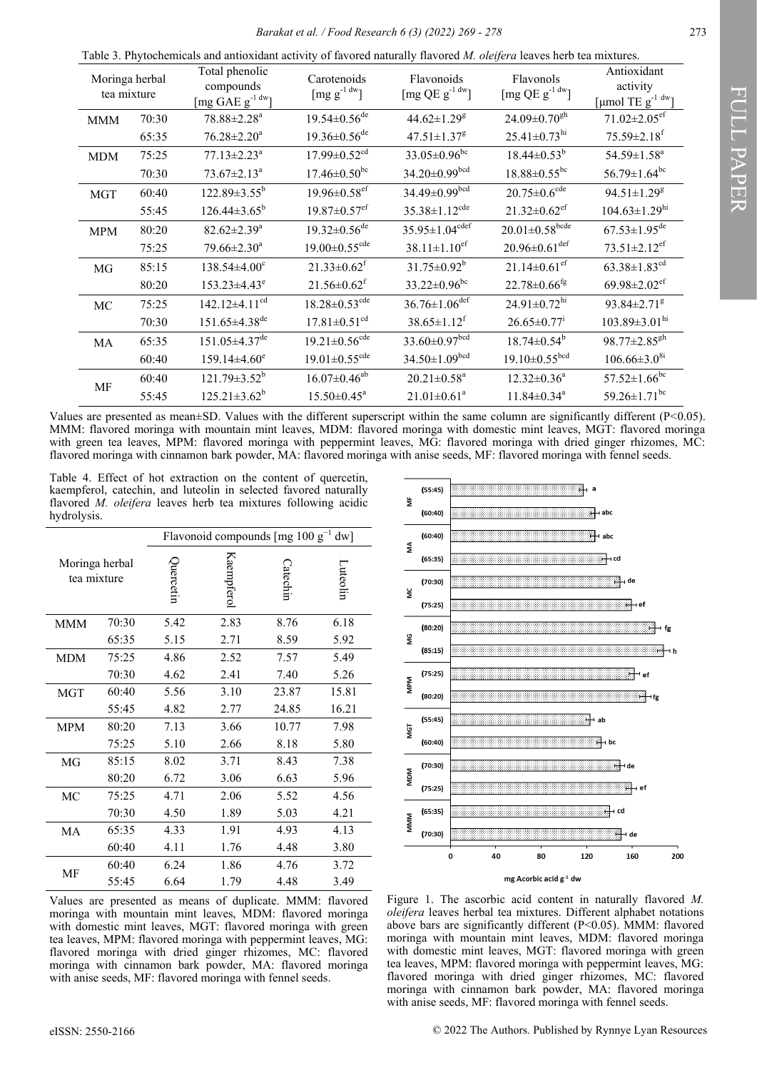Table 3. Phytochemicals and antioxidant activity of favored naturally flavored *M. oleifera* leaves herb tea mixtures.

| Moringa herbal tea mixture | | Total phenolic compounds [mg GAE $g^{-1}$ dw] | Carotenoids [mg $g^{-1}$ dw] | Flavonoids [mg QE $g^{-1}$ dw] | Flavonols [mg QE $g^{-1}$ dw] | Antioxidant activity [μmol TE $g^{-1}$ dw] |
|---|---|---|---|---|---|---|
| MMM | 70:30 | 78.88±2.28[a] | 19.54±0.56[de] | 44.62±1.29[g] | 24.09±0.70[gh] | 71.02±2.05[ef] |
| | 65:35 | 76.28±2.20[a] | 19.36±0.56[de] | 47.51±1.37[g] | 25.41±0.73[hi] | 75.59±2.18[f] |
| MDM | 75:25 | 77.13±2.23[a] | 17.99±0.52[cd] | 33.05±0.96[bc] | 18.44±0.53[b] | 54.59±1.58[a] |
| | 70:30 | 73.67±2.13[a] | 17.46±0.50[bc] | 34.20±0.99[bcd] | 18.88±0.55[bc] | 56.79±1.64[bc] |
| MGT | 60:40 | 122.89±3.55[b] | 19.96±0.58[ef] | 34.49±0.99[bcd] | 20.75±0.6[cde] | 94.51±1.29[g] |
| | 55:45 | 126.44±3.65[b] | 19.87±0.57[ef] | 35.38±1.12[cde] | 21.32±0.62[ef] | 104.63±1.29[hi] |
| MPM | 80:20 | 82.62±2.39[a] | 19.32±0.56[de] | 35.95±1.04[cdef] | 20.01±0.58[bcde] | 67.53±1.95[de] |
| | 75:25 | 79.66±2.30[a] | 19.00±0.55[cde] | 38.11±1.10[ef] | 20.96±0.61[def] | 73.51±2.12[ef] |
| MG | 85:15 | 138.54±4.00[c] | 21.33±0.62[f] | 31.75±0.92[b] | 21.14±0.61[ef] | 63.38±1.83[cd] |
| | 80:20 | 153.23±4.43[e] | 21.56±0.62[f] | 33.22±0.96[bc] | 22.78±0.66[fg] | 69.98±2.02[ef] |
| MC | 75:25 | 142.12±4.11[cd] | 18.28±0.53[cde] | 36.76±1.06[def] | 24.91±0.72[hi] | 93.84±2.71[g] |
| | 70:30 | 151.65±4.38[de] | 17.81±0.51[cd] | 38.65±1.12[f] | 26.65±0.77[i] | 103.89±3.01[hi] |
| MA | 65:35 | 151.05±4.37[de] | 19.21±0.56[cde] | 33.60±0.97[bcd] | 18.74±0.54[b] | 98.77±2.85[gh] |
| | 60:40 | 159.14±4.60[e] | 19.01±0.55[cde] | 34.50±1.09[bcd] | 19.10±0.55[bcd] | 106.66±3.0[8i] |
| MF | 60:40 | 121.79±3.52[b] | 16.07±0.46[ab] | 20.21±0.58[a] | 12.32±0.36[a] | 57.52±1.66[bc] |
| | 55:45 | 125.21±3.62[b] | 15.50±0.45[a] | 21.01±0.61[a] | 11.84±0.34[a] | 59.26±1.71[bc] |

Values are presented as mean±SD. Values with the different superscript within the same column are significantly different (P<0.05). MMM: flavored moringa with mountain mint leaves, MDM: flavored moringa with domestic mint leaves, MGT: flavored moringa with green tea leaves, MPM: flavored moringa with peppermint leaves, MG: flavored moringa with dried ginger rhizomes, MC: flavored moringa with cinnamon bark powder, MA: flavored moringa with anise seeds, MF: flavored moringa with fennel seeds.

Table 4. Effect of hot extraction on the content of quercetin, kaempferol, catechin, and luteolin in selected favored naturally flavored *M. oleifera* leaves herb tea mixtures following acidic hydrolysis.

| Moringa herbal tea mixture | | Flavonoid compounds [mg 100 $g^{-1}$ dw] | | | |
|---|---|---|---|---|---|
| | | Quercetin | Kaempferol | Catechin | Luteolin |
| MMM | 70:30 | 5.42 | 2.83 | 8.76 | 6.18 |
| | 65:35 | 5.15 | 2.71 | 8.59 | 5.92 |
| MDM | 75:25 | 4.86 | 2.52 | 7.57 | 5.49 |
| | 70:30 | 4.62 | 2.41 | 7.40 | 5.26 |
| MGT | 60:40 | 5.56 | 3.10 | 23.87 | 15.81 |
| | 55:45 | 4.82 | 2.77 | 24.85 | 16.21 |
| MPM | 80:20 | 7.13 | 3.66 | 10.77 | 7.98 |
| | 75:25 | 5.10 | 2.66 | 8.18 | 5.80 |
| MG | 85:15 | 8.02 | 3.71 | 8.43 | 7.38 |
| | 80:20 | 6.72 | 3.06 | 6.63 | 5.96 |
| MC | 75:25 | 4.71 | 2.06 | 5.52 | 4.56 |
| | 70:30 | 4.50 | 1.89 | 5.03 | 4.21 |
| MA | 65:35 | 4.33 | 1.91 | 4.93 | 4.13 |
| | 60:40 | 4.11 | 1.76 | 4.48 | 3.80 |
| MF | 60:40 | 6.24 | 1.86 | 4.76 | 3.72 |
| | 55:45 | 6.64 | 1.79 | 4.48 | 3.49 |

Values are presented as means of duplicate. MMM: flavored moringa with mountain mint leaves, MDM: flavored moringa with domestic mint leaves, MGT: flavored moringa with green tea leaves, MPM: flavored moringa with peppermint leaves, MG: flavored moringa with dried ginger rhizomes, MC: flavored moringa with cinnamon bark powder, MA: flavored moringa with anise seeds, MF: flavored moringa with fennel seeds.

Figure 1. The ascorbic acid content in naturally flavored *M. oleifera* leaves herbal tea mixtures. Different alphabet notations above bars are significantly different (P<0.05). MMM: flavored moringa with mountain mint leaves, MDM: flavored moringa with domestic mint leaves, MGT: flavored moringa with green tea leaves, MPM: flavored moringa with peppermint leaves, MG: flavored moringa with dried ginger rhizomes, MC: flavored moringa with cinnamon bark powder, MA: flavored moringa with anise seeds, MF: flavored moringa with fennel seeds.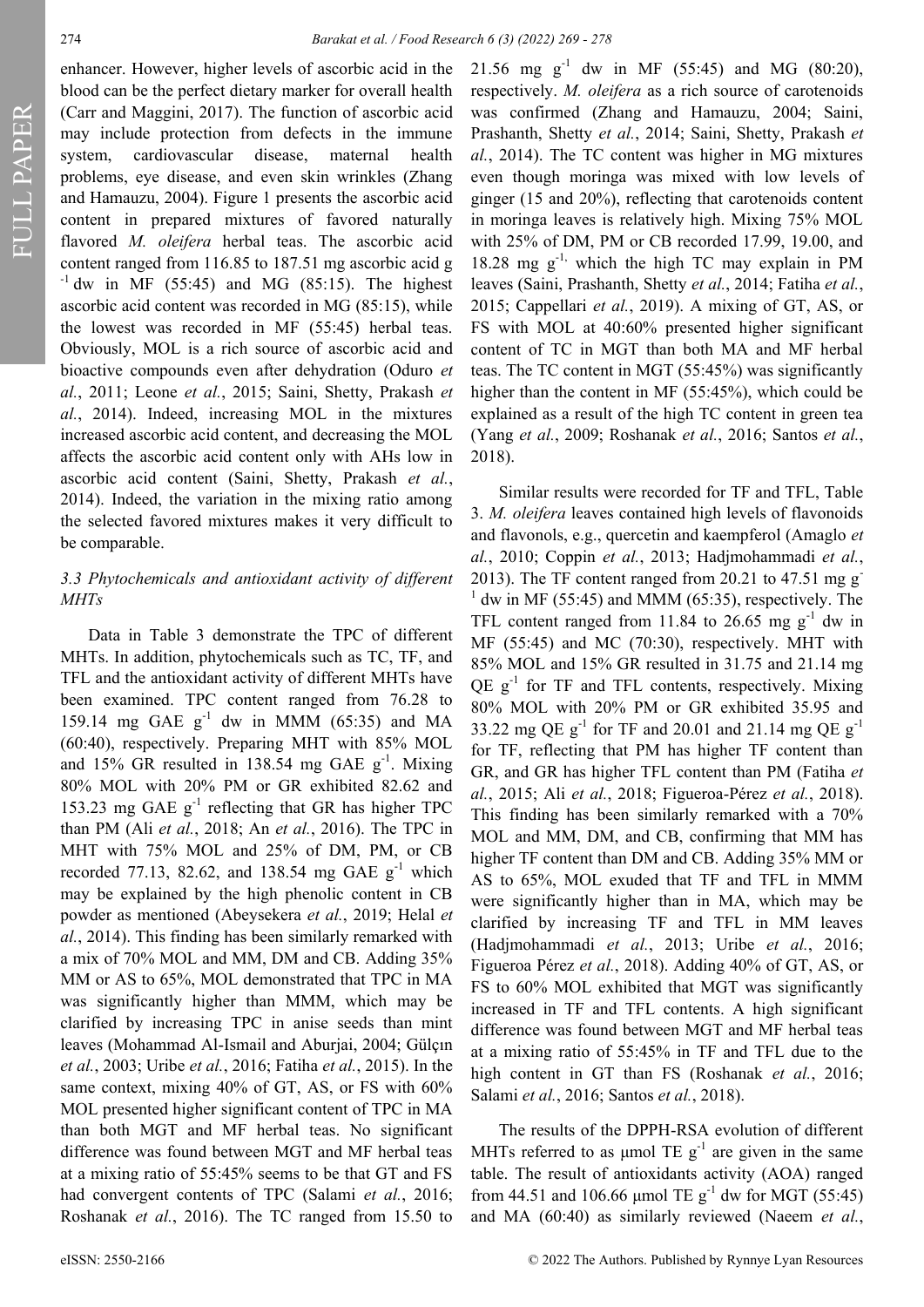enhancer. However, higher levels of ascorbic acid in the blood can be the perfect dietary marker for overall health (Carr and Maggini, 2017). The function of ascorbic acid may include protection from defects in the immune system, cardiovascular disease, maternal health problems, eye disease, and even skin wrinkles (Zhang and Hamauzu, 2004). Figure 1 presents the ascorbic acid content in prepared mixtures of favored naturally flavored *M. oleifera* herbal teas. The ascorbic acid content ranged from 116.85 to 187.51 mg ascorbic acid g$^{-1}$ dw in MF (55:45) and MG (85:15). The highest ascorbic acid content was recorded in MG (85:15), while the lowest was recorded in MF (55:45) herbal teas. Obviously, MOL is a rich source of ascorbic acid and bioactive compounds even after dehydration (Oduro *et al.*, 2011; Leone *et al.*, 2015; Saini, Shetty, Prakash *et al.*, 2014). Indeed, increasing MOL in the mixtures increased ascorbic acid content, and decreasing the MOL affects the ascorbic acid content only with AHs low in ascorbic acid content (Saini, Shetty, Prakash *et al.*, 2014). Indeed, the variation in the mixing ratio among the selected favored mixtures makes it very difficult to be comparable.

### 3.3 Phytochemicals and antioxidant activity of different MHTs

Data in Table 3 demonstrate the TPC of different MHTs. In addition, phytochemicals such as TC, TF, and TFL and the antioxidant activity of different MHTs have been examined. TPC content ranged from 76.28 to 159.14 mg GAE g$^{-1}$ dw in MMM (65:35) and MA (60:40), respectively. Preparing MHT with 85% MOL and 15% GR resulted in 138.54 mg GAE g$^{-1}$. Mixing 80% MOL with 20% PM or GR exhibited 82.62 and 153.23 mg GAE g$^{-1}$ reflecting that GR has higher TPC than PM (Ali *et al.*, 2018; An *et al.*, 2016). The TPC in MHT with 75% MOL and 25% of DM, PM, or CB recorded 77.13, 82.62, and 138.54 mg GAE g$^{-1}$ which may be explained by the high phenolic content in CB powder as mentioned (Abeysekera *et al.*, 2019; Helal *et al.*, 2014). This finding has been similarly remarked with a mix of 70% MOL and MM, DM and CB. Adding 35% MM or AS to 65%, MOL demonstrated that TPC in MA was significantly higher than MMM, which may be clarified by increasing TPC in anise seeds than mint leaves (Mohammad Al-Ismail and Aburjai, 2004; Gülçın *et al.*, 2003; Uribe *et al.*, 2016; Fatiha *et al.*, 2015). In the same context, mixing 40% of GT, AS, or FS with 60% MOL presented higher significant content of TPC in MA than both MGT and MF herbal teas. No significant difference was found between MGT and MF herbal teas at a mixing ratio of 55:45% seems to be that GT and FS had convergent contents of TPC (Salami *et al.*, 2016; Roshanak *et al.*, 2016). The TC ranged from 15.50 to 21.56 mg g$^{-1}$ dw in MF (55:45) and MG (80:20), respectively. *M. oleifera* as a rich source of carotenoids was confirmed (Zhang and Hamauzu, 2004; Saini, Prashanth, Shetty *et al.*, 2014; Saini, Shetty, Prakash *et al.*, 2014). The TC content was higher in MG mixtures even though moringa was mixed with low levels of ginger (15 and 20%), reflecting that carotenoids content in moringa leaves is relatively high. Mixing 75% MOL with 25% of DM, PM or CB recorded 17.99, 19.00, and 18.28 mg g$^{-1,}$ which the high TC may explain in PM leaves (Saini, Prashanth, Shetty *et al.*, 2014; Fatiha *et al.*, 2015; Cappellari *et al.*, 2019). A mixing of GT, AS, or FS with MOL at 40:60% presented higher significant content of TC in MGT than both MA and MF herbal teas. The TC content in MGT (55:45%) was significantly higher than the content in MF (55:45%), which could be explained as a result of the high TC content in green tea (Yang *et al.*, 2009; Roshanak *et al.*, 2016; Santos *et al.*, 2018).

Similar results were recorded for TF and TFL, Table 3. *M. oleifera* leaves contained high levels of flavonoids and flavonols, e.g., quercetin and kaempferol (Amaglo *et al.*, 2010; Coppin *et al.*, 2013; Hadjmohammadi *et al.*, 2013). The TF content ranged from 20.21 to 47.51 mg g$^{-1}$ dw in MF (55:45) and MMM (65:35), respectively. The TFL content ranged from 11.84 to 26.65 mg g$^{-1}$ dw in MF (55:45) and MC (70:30), respectively. MHT with 85% MOL and 15% GR resulted in 31.75 and 21.14 mg QE g$^{-1}$ for TF and TFL contents, respectively. Mixing 80% MOL with 20% PM or GR exhibited 35.95 and 33.22 mg QE g$^{-1}$ for TF and 20.01 and 21.14 mg QE g$^{-1}$ for TF, reflecting that PM has higher TF content than GR, and GR has higher TFL content than PM (Fatiha *et al.*, 2015; Ali *et al.*, 2018; Figueroa-Pérez *et al.*, 2018). This finding has been similarly remarked with a 70% MOL and MM, DM, and CB, confirming that MM has higher TF content than DM and CB. Adding 35% MM or AS to 65%, MOL exuded that TF and TFL in MMM were significantly higher than in MA, which may be clarified by increasing TF and TFL in MM leaves (Hadjmohammadi *et al.*, 2013; Uribe *et al.*, 2016; Figueroa Pérez *et al.*, 2018). Adding 40% of GT, AS, or FS to 60% MOL exhibited that MGT was significantly increased in TF and TFL contents. A high significant difference was found between MGT and MF herbal teas at a mixing ratio of 55:45% in TF and TFL due to the high content in GT than FS (Roshanak *et al.*, 2016; Salami *et al.*, 2016; Santos *et al.*, 2018).

The results of the DPPH-RSA evolution of different MHTs referred to as µmol TE g$^{-1}$ are given in the same table. The result of antioxidants activity (AOA) ranged from 44.51 and 106.66 µmol TE g$^{-1}$ dw for MGT (55:45) and MA (60:40) as similarly reviewed (Naeem *et al.*,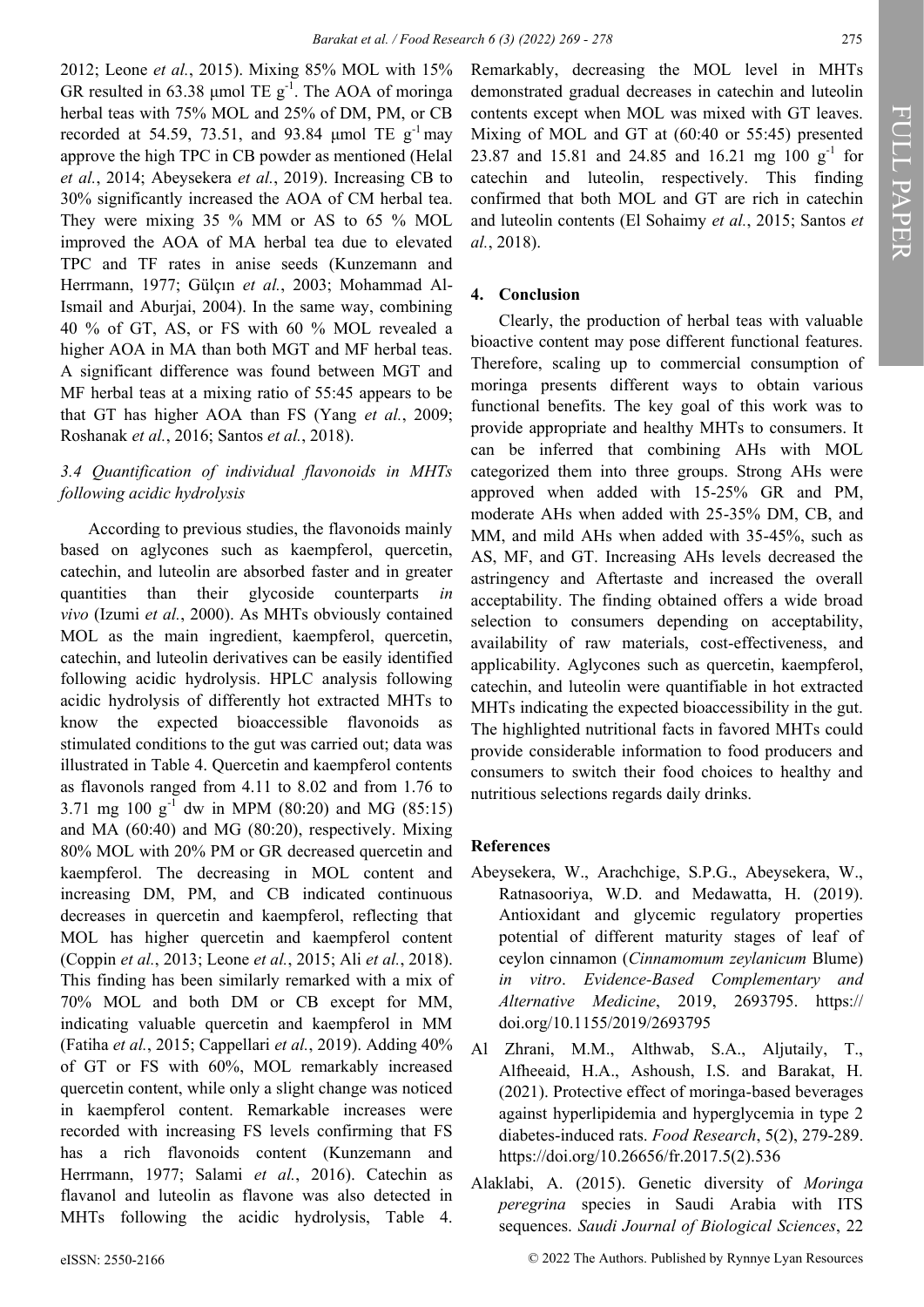2012; Leone *et al.*, 2015). Mixing 85% MOL with 15% GR resulted in 63.38 μmol TE $g^{-1}$. The AOA of moringa herbal teas with 75% MOL and 25% of DM, PM, or CB recorded at 54.59, 73.51, and 93.84 μmol TE $g^{-1}$ may approve the high TPC in CB powder as mentioned (Helal *et al.*, 2014; Abeysekera *et al.*, 2019). Increasing CB to 30% significantly increased the AOA of CM herbal tea. They were mixing 35 % MM or AS to 65 % MOL improved the AOA of MA herbal tea due to elevated TPC and TF rates in anise seeds (Kunzemann and Herrmann, 1977; Gülçın *et al.*, 2003; Mohammad Al-Ismail and Aburjai, 2004). In the same way, combining 40 % of GT, AS, or FS with 60 % MOL revealed a higher AOA in MA than both MGT and MF herbal teas. A significant difference was found between MGT and MF herbal teas at a mixing ratio of 55:45 appears to be that GT has higher AOA than FS (Yang *et al.*, 2009; Roshanak *et al.*, 2016; Santos *et al.*, 2018).

### *3.4 Quantification of individual flavonoids in MHTs following acidic hydrolysis*

According to previous studies, the flavonoids mainly based on aglycones such as kaempferol, quercetin, catechin, and luteolin are absorbed faster and in greater quantities than their glycoside counterparts *in vivo* (Izumi *et al.*, 2000). As MHTs obviously contained MOL as the main ingredient, kaempferol, quercetin, catechin, and luteolin derivatives can be easily identified following acidic hydrolysis. HPLC analysis following acidic hydrolysis of differently hot extracted MHTs to know the expected bioaccessible flavonoids as stimulated conditions to the gut was carried out; data was illustrated in Table 4. Quercetin and kaempferol contents as flavonols ranged from 4.11 to 8.02 and from 1.76 to 3.71 mg 100 $g^{-1}$ dw in MPM (80:20) and MG (85:15) and MA (60:40) and MG (80:20), respectively. Mixing 80% MOL with 20% PM or GR decreased quercetin and kaempferol. The decreasing in MOL content and increasing DM, PM, and CB indicated continuous decreases in quercetin and kaempferol, reflecting that MOL has higher quercetin and kaempferol content (Coppin *et al.*, 2013; Leone *et al.*, 2015; Ali *et al.*, 2018). This finding has been similarly remarked with a mix of 70% MOL and both DM or CB except for MM, indicating valuable quercetin and kaempferol in MM (Fatiha *et al.*, 2015; Cappellari *et al.*, 2019). Adding 40% of GT or FS with 60%, MOL remarkably increased quercetin content, while only a slight change was noticed in kaempferol content. Remarkable increases were recorded with increasing FS levels confirming that FS has a rich flavonoids content (Kunzemann and Herrmann, 1977; Salami *et al.*, 2016). Catechin as flavanol and luteolin as flavone was also detected in MHTs following the acidic hydrolysis, Table 4. Remarkably, decreasing the MOL level in MHTs demonstrated gradual decreases in catechin and luteolin contents except when MOL was mixed with GT leaves. Mixing of MOL and GT at (60:40 or 55:45) presented 23.87 and 15.81 and 24.85 and 16.21 mg 100 $g^{-1}$ for catechin and luteolin, respectively. This finding confirmed that both MOL and GT are rich in catechin and luteolin contents (El Sohaimy *et al.*, 2015; Santos *et al.*, 2018).

## 4. Conclusion

Clearly, the production of herbal teas with valuable bioactive content may pose different functional features. Therefore, scaling up to commercial consumption of moringa presents different ways to obtain various functional benefits. The key goal of this work was to provide appropriate and healthy MHTs to consumers. It can be inferred that combining AHs with MOL categorized them into three groups. Strong AHs were approved when added with 15-25% GR and PM, moderate AHs when added with 25-35% DM, CB, and MM, and mild AHs when added with 35-45%, such as AS, MF, and GT. Increasing AHs levels decreased the astringency and Aftertaste and increased the overall acceptability. The finding obtained offers a wide broad selection to consumers depending on acceptability, availability of raw materials, cost-effectiveness, and applicability. Aglycones such as quercetin, kaempferol, catechin, and luteolin were quantifiable in hot extracted MHTs indicating the expected bioaccessibility in the gut. The highlighted nutritional facts in favored MHTs could provide considerable information to food producers and consumers to switch their food choices to healthy and nutritious selections regards daily drinks.

## References

Abeysekera, W., Arachchige, S.P.G., Abeysekera, W., Ratnasooriya, W.D. and Medawatta, H. (2019). Antioxidant and glycemic regulatory properties potential of different maturity stages of leaf of ceylon cinnamon (*Cinnamomum zeylanicum* Blume) *in vitro*. *Evidence-Based Complementary and Alternative Medicine*, 2019, 2693795. https://doi.org/10.1155/2019/2693795

Al Zhrani, M.M., Althwab, S.A., Aljutaily, T., Alfheeaid, H.A., Ashoush, I.S. and Barakat, H. (2021). Protective effect of moringa-based beverages against hyperlipidemia and hyperglycemia in type 2 diabetes-induced rats. *Food Research*, 5(2), 279-289. https://doi.org/10.26656/fr.2017.5(2).536

Alaklabi, A. (2015). Genetic diversity of *Moringa peregrina* species in Saudi Arabia with ITS sequences. *Saudi Journal of Biological Sciences*, 22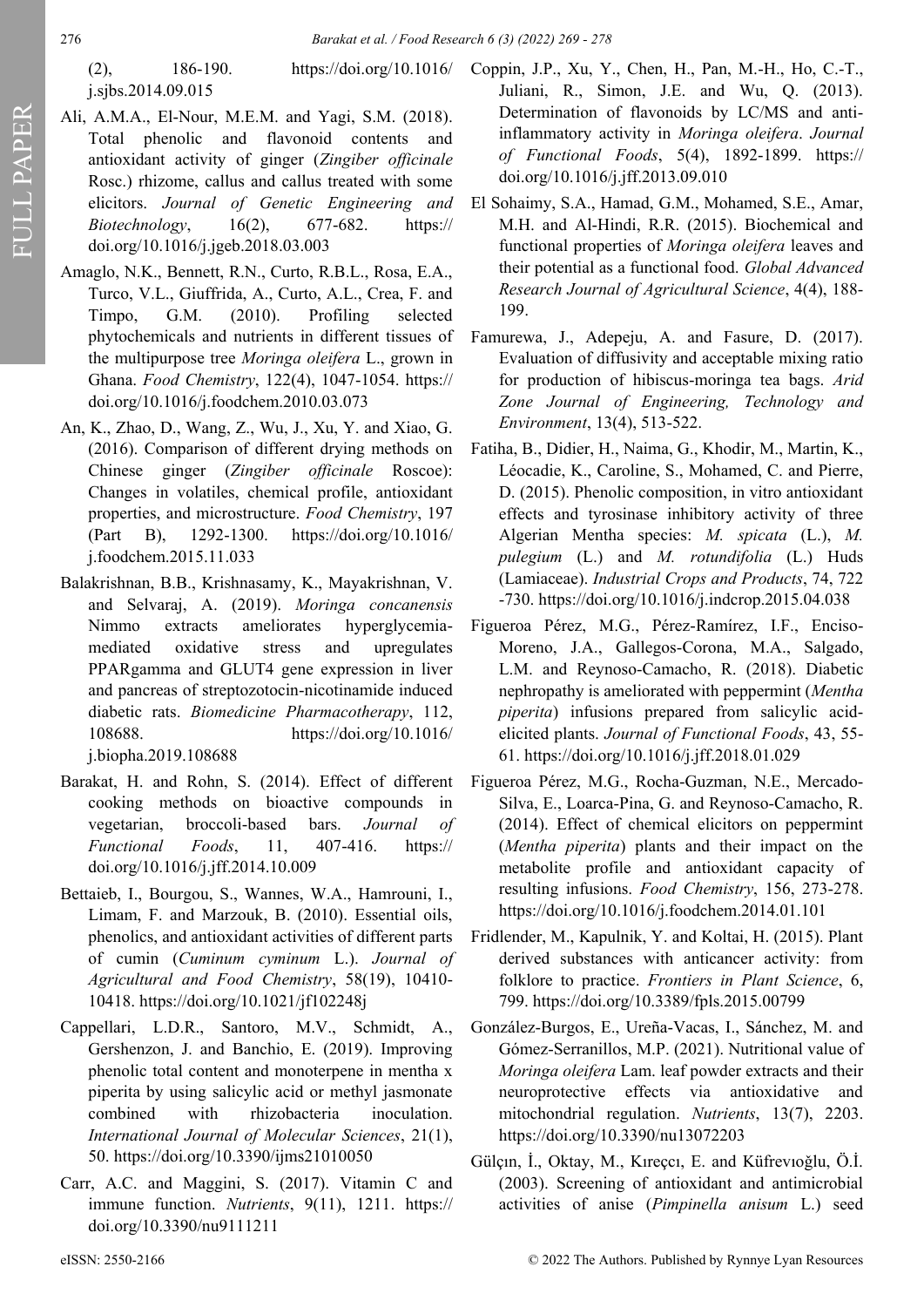(2), 186-190. https://doi.org/10.1016/j.sjbs.2014.09.015

Ali, A.M.A., El-Nour, M.E.M. and Yagi, S.M. (2018). Total phenolic and flavonoid contents and antioxidant activity of ginger (*Zingiber officinale* Rosc.) rhizome, callus and callus treated with some elicitors. *Journal of Genetic Engineering and Biotechnology*, 16(2), 677-682. https://doi.org/10.1016/j.jgeb.2018.03.003

Amaglo, N.K., Bennett, R.N., Curto, R.B.L., Rosa, E.A., Turco, V.L., Giuffrida, A., Curto, A.L., Crea, F. and Timpo, G.M. (2010). Profiling selected phytochemicals and nutrients in different tissues of the multipurpose tree *Moringa oleifera* L., grown in Ghana. *Food Chemistry*, 122(4), 1047-1054. https://doi.org/10.1016/j.foodchem.2010.03.073

An, K., Zhao, D., Wang, Z., Wu, J., Xu, Y. and Xiao, G. (2016). Comparison of different drying methods on Chinese ginger (*Zingiber officinale* Roscoe): Changes in volatiles, chemical profile, antioxidant properties, and microstructure. *Food Chemistry*, 197 (Part B), 1292-1300. https://doi.org/10.1016/j.foodchem.2015.11.033

Balakrishnan, B.B., Krishnasamy, K., Mayakrishnan, V. and Selvaraj, A. (2019). *Moringa concanensis* Nimmo extracts ameliorates hyperglycemia-mediated oxidative stress and upregulates PPARgamma and GLUT4 gene expression in liver and pancreas of streptozotocin-nicotinamide induced diabetic rats. *Biomedicine Pharmacotherapy*, 112, 108688. https://doi.org/10.1016/j.biopha.2019.108688

Barakat, H. and Rohn, S. (2014). Effect of different cooking methods on bioactive compounds in vegetarian, broccoli-based bars. *Journal of Functional Foods*, 11, 407-416. https://doi.org/10.1016/j.jff.2014.10.009

Bettaieb, I., Bourgou, S., Wannes, W.A., Hamrouni, I., Limam, F. and Marzouk, B. (2010). Essential oils, phenolics, and antioxidant activities of different parts of cumin (*Cuminum cyminum* L.). *Journal of Agricultural and Food Chemistry*, 58(19), 10410-10418. https://doi.org/10.1021/jf102248j

Cappellari, L.D.R., Santoro, M.V., Schmidt, A., Gershenzon, J. and Banchio, E. (2019). Improving phenolic total content and monoterpene in mentha x piperita by using salicylic acid or methyl jasmonate combined with rhizobacteria inoculation. *International Journal of Molecular Sciences*, 21(1), 50. https://doi.org/10.3390/ijms21010050

Carr, A.C. and Maggini, S. (2017). Vitamin C and immune function. *Nutrients*, 9(11), 1211. https://doi.org/10.3390/nu9111211

Coppin, J.P., Xu, Y., Chen, H., Pan, M.-H., Ho, C.-T., Juliani, R., Simon, J.E. and Wu, Q. (2013). Determination of flavonoids by LC/MS and anti-inflammatory activity in *Moringa oleifera*. *Journal of Functional Foods*, 5(4), 1892-1899. https://doi.org/10.1016/j.jff.2013.09.010

El Sohaimy, S.A., Hamad, G.M., Mohamed, S.E., Amar, M.H. and Al-Hindi, R.R. (2015). Biochemical and functional properties of *Moringa oleifera* leaves and their potential as a functional food. *Global Advanced Research Journal of Agricultural Science*, 4(4), 188-199.

Famurewa, J., Adepeju, A. and Fasure, D. (2017). Evaluation of diffusivity and acceptable mixing ratio for production of hibiscus-moringa tea bags. *Arid Zone Journal of Engineering, Technology and Environment*, 13(4), 513-522.

Fatiha, B., Didier, H., Naima, G., Khodir, M., Martin, K., Léocadie, K., Caroline, S., Mohamed, C. and Pierre, D. (2015). Phenolic composition, in vitro antioxidant effects and tyrosinase inhibitory activity of three Algerian Mentha species: *M. spicata* (L.), *M. pulegium* (L.) and *M. rotundifolia* (L.) Huds (Lamiaceae). *Industrial Crops and Products*, 74, 722-730. https://doi.org/10.1016/j.indcrop.2015.04.038

Figueroa Pérez, M.G., Pérez-Ramírez, I.F., Enciso-Moreno, J.A., Gallegos-Corona, M.A., Salgado, L.M. and Reynoso-Camacho, R. (2018). Diabetic nephropathy is ameliorated with peppermint (*Mentha piperita*) infusions prepared from salicylic acid-elicited plants. *Journal of Functional Foods*, 43, 55-61. https://doi.org/10.1016/j.jff.2018.01.029

Figueroa Pérez, M.G., Rocha-Guzman, N.E., Mercado-Silva, E., Loarca-Pina, G. and Reynoso-Camacho, R. (2014). Effect of chemical elicitors on peppermint (*Mentha piperita*) plants and their impact on the metabolite profile and antioxidant capacity of resulting infusions. *Food Chemistry*, 156, 273-278. https://doi.org/10.1016/j.foodchem.2014.01.101

Fridlender, M., Kapulnik, Y. and Koltai, H. (2015). Plant derived substances with anticancer activity: from folklore to practice. *Frontiers in Plant Science*, 6, 799. https://doi.org/10.3389/fpls.2015.00799

González-Burgos, E., Ureña-Vacas, I., Sánchez, M. and Gómez-Serranillos, M.P. (2021). Nutritional value of *Moringa oleifera* Lam. leaf powder extracts and their neuroprotective effects via antioxidative and mitochondrial regulation. *Nutrients*, 13(7), 2203. https://doi.org/10.3390/nu13072203

Gülçın, İ., Oktay, M., Kıreçcı, E. and Küfrevıoğlu, Ö.İ. (2003). Screening of antioxidant and antimicrobial activities of anise (*Pimpinella anisum* L.) seed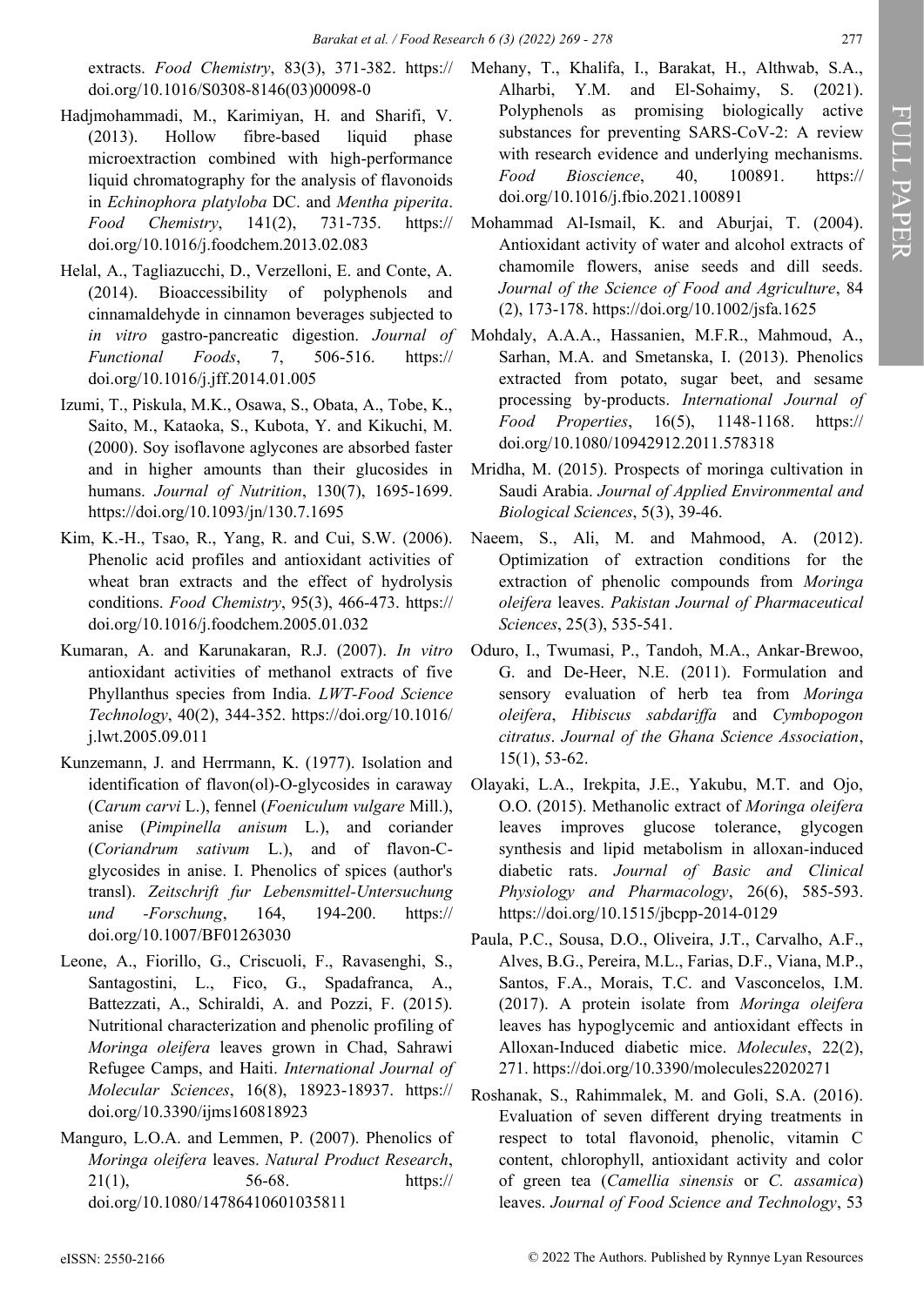extracts. *Food Chemistry*, 83(3), 371-382. https://doi.org/10.1016/S0308-8146(03)00098-0

Hadjmohammadi, M., Karimiyan, H. and Sharifi, V. (2013). Hollow fibre-based liquid phase microextraction combined with high-performance liquid chromatography for the analysis of flavonoids in *Echinophora platyloba* DC. and *Mentha piperita*. *Food Chemistry*, 141(2), 731-735. https://doi.org/10.1016/j.foodchem.2013.02.083

Helal, A., Tagliazucchi, D., Verzelloni, E. and Conte, A. (2014). Bioaccessibility of polyphenols and cinnamaldehyde in cinnamon beverages subjected to *in vitro* gastro-pancreatic digestion. *Journal of Functional Foods*, 7, 506-516. https://doi.org/10.1016/j.jff.2014.01.005

Izumi, T., Piskula, M.K., Osawa, S., Obata, A., Tobe, K., Saito, M., Kataoka, S., Kubota, Y. and Kikuchi, M. (2000). Soy isoflavone aglycones are absorbed faster and in higher amounts than their glucosides in humans. *Journal of Nutrition*, 130(7), 1695-1699. https://doi.org/10.1093/jn/130.7.1695

Kim, K.-H., Tsao, R., Yang, R. and Cui, S.W. (2006). Phenolic acid profiles and antioxidant activities of wheat bran extracts and the effect of hydrolysis conditions. *Food Chemistry*, 95(3), 466-473. https://doi.org/10.1016/j.foodchem.2005.01.032

Kumaran, A. and Karunakaran, R.J. (2007). *In vitro* antioxidant activities of methanol extracts of five Phyllanthus species from India. *LWT-Food Science Technology*, 40(2), 344-352. https://doi.org/10.1016/j.lwt.2005.09.011

Kunzemann, J. and Herrmann, K. (1977). Isolation and identification of flavon(ol)-O-glycosides in caraway (*Carum carvi* L.), fennel (*Foeniculum vulgare* Mill.), anise (*Pimpinella anisum* L.), and coriander (*Coriandrum sativum* L.), and of flavon-C-glycosides in anise. I. Phenolics of spices (author's transl). *Zeitschrift fur Lebensmittel-Untersuchung und -Forschung*, 164, 194-200. https://doi.org/10.1007/BF01263030

Leone, A., Fiorillo, G., Criscuoli, F., Ravasenghi, S., Santagostini, L., Fico, G., Spadafranca, A., Battezzati, A., Schiraldi, A. and Pozzi, F. (2015). Nutritional characterization and phenolic profiling of *Moringa oleifera* leaves grown in Chad, Sahrawi Refugee Camps, and Haiti. *International Journal of Molecular Sciences*, 16(8), 18923-18937. https://doi.org/10.3390/ijms160818923

Manguro, L.O.A. and Lemmen, P. (2007). Phenolics of *Moringa oleifera* leaves. *Natural Product Research*, 21(1), 56-68. https://doi.org/10.1080/14786410601035811

Mehany, T., Khalifa, I., Barakat, H., Althwab, S.A., Alharbi, Y.M. and El-Sohaimy, S. (2021). Polyphenols as promising biologically active substances for preventing SARS-CoV-2: A review with research evidence and underlying mechanisms. *Food Bioscience*, 40, 100891. https://doi.org/10.1016/j.fbio.2021.100891

Mohammad Al-Ismail, K. and Aburjai, T. (2004). Antioxidant activity of water and alcohol extracts of chamomile flowers, anise seeds and dill seeds. *Journal of the Science of Food and Agriculture*, 84 (2), 173-178. https://doi.org/10.1002/jsfa.1625

Mohdaly, A.A.A., Hassanien, M.F.R., Mahmoud, A., Sarhan, M.A. and Smetanska, I. (2013). Phenolics extracted from potato, sugar beet, and sesame processing by-products. *International Journal of Food Properties*, 16(5), 1148-1168. https://doi.org/10.1080/10942912.2011.578318

Mridha, M. (2015). Prospects of moringa cultivation in Saudi Arabia. *Journal of Applied Environmental and Biological Sciences*, 5(3), 39-46.

Naeem, S., Ali, M. and Mahmood, A. (2012). Optimization of extraction conditions for the extraction of phenolic compounds from *Moringa oleifera* leaves. *Pakistan Journal of Pharmaceutical Sciences*, 25(3), 535-541.

Oduro, I., Twumasi, P., Tandoh, M.A., Ankar-Brewoo, G. and De-Heer, N.E. (2011). Formulation and sensory evaluation of herb tea from *Moringa oleifera*, *Hibiscus sabdariffa* and *Cymbopogon citratus*. *Journal of the Ghana Science Association*, 15(1), 53-62.

Olayaki, L.A., Irekpita, J.E., Yakubu, M.T. and Ojo, O.O. (2015). Methanolic extract of *Moringa oleifera* leaves improves glucose tolerance, glycogen synthesis and lipid metabolism in alloxan-induced diabetic rats. *Journal of Basic and Clinical Physiology and Pharmacology*, 26(6), 585-593. https://doi.org/10.1515/jbcpp-2014-0129

Paula, P.C., Sousa, D.O., Oliveira, J.T., Carvalho, A.F., Alves, B.G., Pereira, M.L., Farias, D.F., Viana, M.P., Santos, F.A., Morais, T.C. and Vasconcelos, I.M. (2017). A protein isolate from *Moringa oleifera* leaves has hypoglycemic and antioxidant effects in Alloxan-Induced diabetic mice. *Molecules*, 22(2), 271. https://doi.org/10.3390/molecules22020271

Roshanak, S., Rahimmalek, M. and Goli, S.A. (2016). Evaluation of seven different drying treatments in respect to total flavonoid, phenolic, vitamin C content, chlorophyll, antioxidant activity and color of green tea (*Camellia sinensis* or *C. assamica*) leaves. *Journal of Food Science and Technology*, 53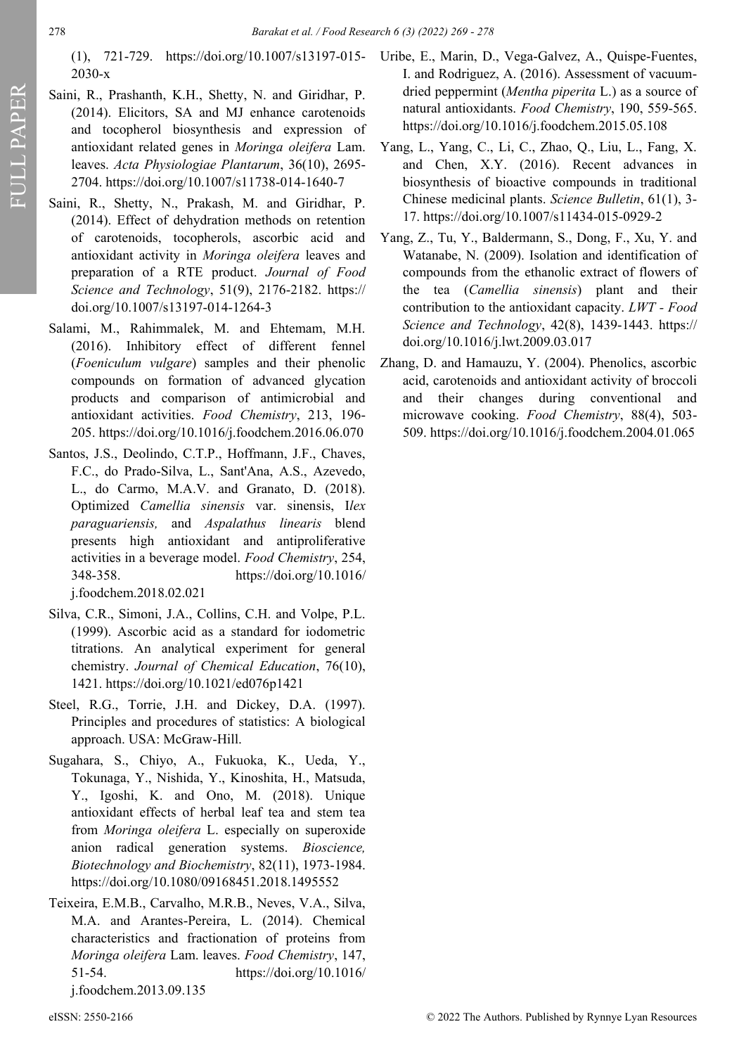(1), 721-729. https://doi.org/10.1007/s13197-015-2030-x

Saini, R., Prashanth, K.H., Shetty, N. and Giridhar, P. (2014). Elicitors, SA and MJ enhance carotenoids and tocopherol biosynthesis and expression of antioxidant related genes in *Moringa oleifera* Lam. leaves. *Acta Physiologiae Plantarum*, 36(10), 2695-2704. https://doi.org/10.1007/s11738-014-1640-7

Saini, R., Shetty, N., Prakash, M. and Giridhar, P. (2014). Effect of dehydration methods on retention of carotenoids, tocopherols, ascorbic acid and antioxidant activity in *Moringa oleifera* leaves and preparation of a RTE product. *Journal of Food Science and Technology*, 51(9), 2176-2182. https://doi.org/10.1007/s13197-014-1264-3

Salami, M., Rahimmalek, M. and Ehtemam, M.H. (2016). Inhibitory effect of different fennel (*Foeniculum vulgare*) samples and their phenolic compounds on formation of advanced glycation products and comparison of antimicrobial and antioxidant activities. *Food Chemistry*, 213, 196-205. https://doi.org/10.1016/j.foodchem.2016.06.070

Santos, J.S., Deolindo, C.T.P., Hoffmann, J.F., Chaves, F.C., do Prado-Silva, L., Sant'Ana, A.S., Azevedo, L., do Carmo, M.A.V. and Granato, D. (2018). Optimized *Camellia sinensis* var. sinensis, I*lex paraguariensis,* and *Aspalathus linearis* blend presents high antioxidant and antiproliferative activities in a beverage model. *Food Chemistry*, 254, 348-358. https://doi.org/10.1016/j.foodchem.2018.02.021

Silva, C.R., Simoni, J.A., Collins, C.H. and Volpe, P.L. (1999). Ascorbic acid as a standard for iodometric titrations. An analytical experiment for general chemistry. *Journal of Chemical Education*, 76(10), 1421. https://doi.org/10.1021/ed076p1421

Steel, R.G., Torrie, J.H. and Dickey, D.A. (1997). Principles and procedures of statistics: A biological approach. USA: McGraw-Hill.

Sugahara, S., Chiyo, A., Fukuoka, K., Ueda, Y., Tokunaga, Y., Nishida, Y., Kinoshita, H., Matsuda, Y., Igoshi, K. and Ono, M. (2018). Unique antioxidant effects of herbal leaf tea and stem tea from *Moringa oleifera* L. especially on superoxide anion radical generation systems. *Bioscience, Biotechnology and Biochemistry*, 82(11), 1973-1984. https://doi.org/10.1080/09168451.2018.1495552

Teixeira, E.M.B., Carvalho, M.R.B., Neves, V.A., Silva, M.A. and Arantes-Pereira, L. (2014). Chemical characteristics and fractionation of proteins from *Moringa oleifera* Lam. leaves. *Food Chemistry*, 147, 51-54. https://doi.org/10.1016/j.foodchem.2013.09.135

Uribe, E., Marin, D., Vega-Galvez, A., Quispe-Fuentes, I. and Rodriguez, A. (2016). Assessment of vacuum-dried peppermint (*Mentha piperita* L.) as a source of natural antioxidants. *Food Chemistry*, 190, 559-565. https://doi.org/10.1016/j.foodchem.2015.05.108

Yang, L., Yang, C., Li, C., Zhao, Q., Liu, L., Fang, X. and Chen, X.Y. (2016). Recent advances in biosynthesis of bioactive compounds in traditional Chinese medicinal plants. *Science Bulletin*, 61(1), 3-17. https://doi.org/10.1007/s11434-015-0929-2

Yang, Z., Tu, Y., Baldermann, S., Dong, F., Xu, Y. and Watanabe, N. (2009). Isolation and identification of compounds from the ethanolic extract of flowers of the tea (*Camellia sinensis*) plant and their contribution to the antioxidant capacity. *LWT - Food Science and Technology*, 42(8), 1439-1443. https://doi.org/10.1016/j.lwt.2009.03.017

Zhang, D. and Hamauzu, Y. (2004). Phenolics, ascorbic acid, carotenoids and antioxidant activity of broccoli and their changes during conventional and microwave cooking. *Food Chemistry*, 88(4), 503-509. https://doi.org/10.1016/j.foodchem.2004.01.065